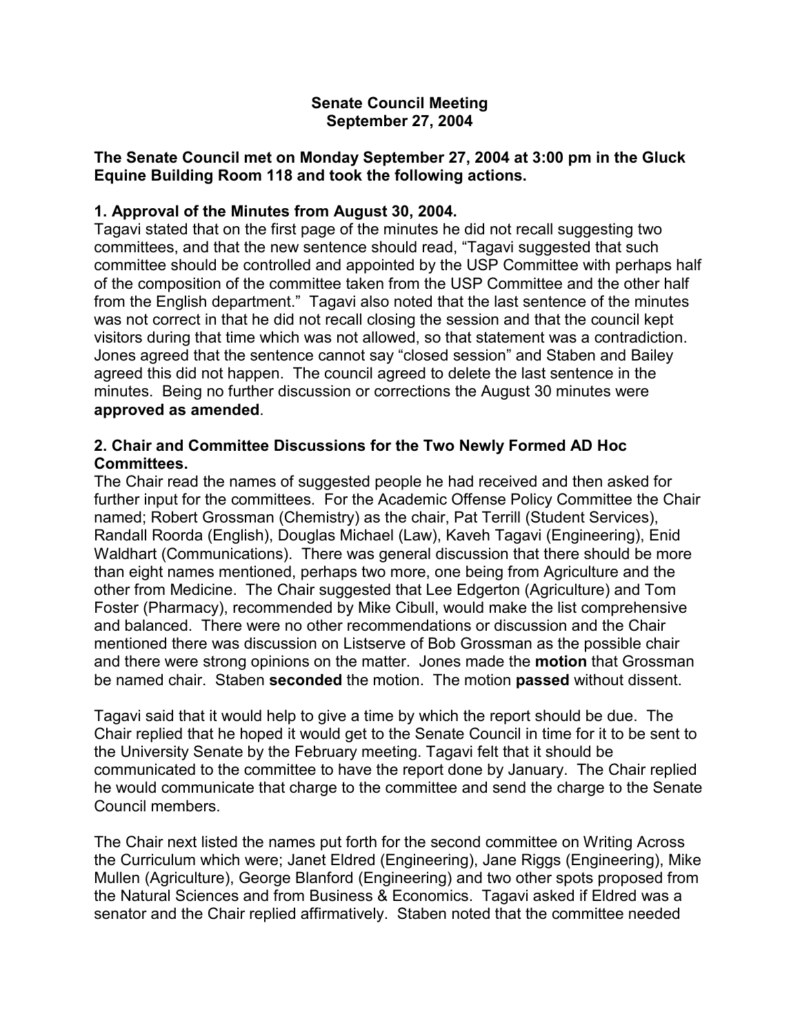**Senate Council Meeting**
**September 27, 2004**

**The Senate Council met on Monday September 27, 2004 at 3:00 pm in the Gluck Equine Building Room 118 and took the following actions.**

**1. Approval of the Minutes from August 30, 2004.**

Tagavi stated that on the first page of the minutes he did not recall suggesting two committees, and that the new sentence should read, "Tagavi suggested that such committee should be controlled and appointed by the USP Committee with perhaps half of the composition of the committee taken from the USP Committee and the other half from the English department." Tagavi also noted that the last sentence of the minutes was not correct in that he did not recall closing the session and that the council kept visitors during that time which was not allowed, so that statement was a contradiction. Jones agreed that the sentence cannot say "closed session" and Staben and Bailey agreed this did not happen. The council agreed to delete the last sentence in the minutes. Being no further discussion or corrections the August 30 minutes were **approved as amended**.

**2. Chair and Committee Discussions for the Two Newly Formed AD Hoc Committees.**

The Chair read the names of suggested people he had received and then asked for further input for the committees. For the Academic Offense Policy Committee the Chair named; Robert Grossman (Chemistry) as the chair, Pat Terrill (Student Services), Randall Roorda (English), Douglas Michael (Law), Kaveh Tagavi (Engineering), Enid Waldhart (Communications). There was general discussion that there should be more than eight names mentioned, perhaps two more, one being from Agriculture and the other from Medicine. The Chair suggested that Lee Edgerton (Agriculture) and Tom Foster (Pharmacy), recommended by Mike Cibull, would make the list comprehensive and balanced. There were no other recommendations or discussion and the Chair mentioned there was discussion on Listserve of Bob Grossman as the possible chair and there were strong opinions on the matter. Jones made the **motion** that Grossman be named chair. Staben **seconded** the motion. The motion **passed** without dissent.

Tagavi said that it would help to give a time by which the report should be due. The Chair replied that he hoped it would get to the Senate Council in time for it to be sent to the University Senate by the February meeting. Tagavi felt that it should be communicated to the committee to have the report done by January. The Chair replied he would communicate that charge to the committee and send the charge to the Senate Council members.

The Chair next listed the names put forth for the second committee on Writing Across the Curriculum which were; Janet Eldred (Engineering), Jane Riggs (Engineering), Mike Mullen (Agriculture), George Blanford (Engineering) and two other spots proposed from the Natural Sciences and from Business & Economics. Tagavi asked if Eldred was a senator and the Chair replied affirmatively. Staben noted that the committee needed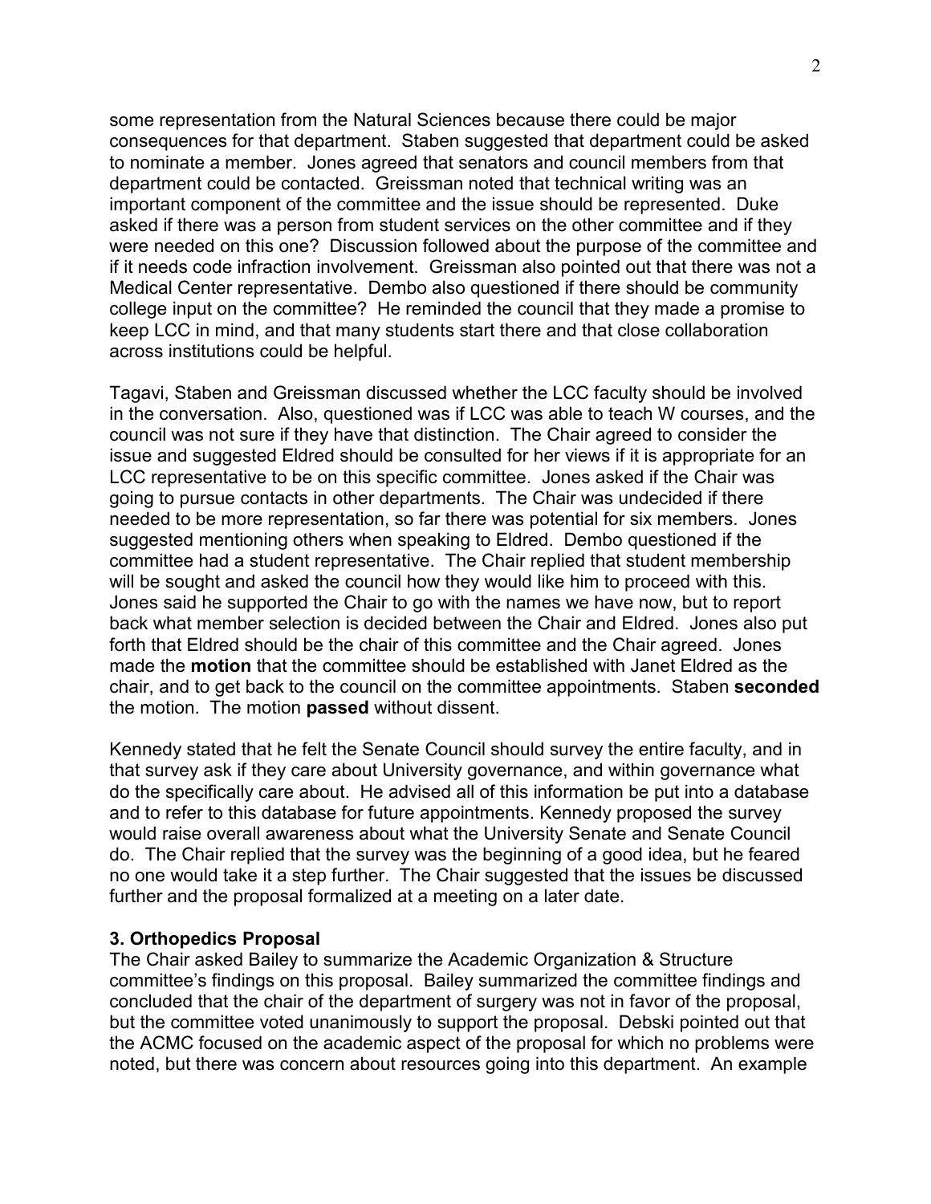some representation from the Natural Sciences because there could be major consequences for that department. Staben suggested that department could be asked to nominate a member. Jones agreed that senators and council members from that department could be contacted. Greissman noted that technical writing was an important component of the committee and the issue should be represented. Duke asked if there was a person from student services on the other committee and if they were needed on this one? Discussion followed about the purpose of the committee and if it needs code infraction involvement. Greissman also pointed out that there was not a Medical Center representative. Dembo also questioned if there should be community college input on the committee? He reminded the council that they made a promise to keep LCC in mind, and that many students start there and that close collaboration across institutions could be helpful.

Tagavi, Staben and Greissman discussed whether the LCC faculty should be involved in the conversation. Also, questioned was if LCC was able to teach W courses, and the council was not sure if they have that distinction. The Chair agreed to consider the issue and suggested Eldred should be consulted for her views if it is appropriate for an LCC representative to be on this specific committee. Jones asked if the Chair was going to pursue contacts in other departments. The Chair was undecided if there needed to be more representation, so far there was potential for six members. Jones suggested mentioning others when speaking to Eldred. Dembo questioned if the committee had a student representative. The Chair replied that student membership will be sought and asked the council how they would like him to proceed with this. Jones said he supported the Chair to go with the names we have now, but to report back what member selection is decided between the Chair and Eldred. Jones also put forth that Eldred should be the chair of this committee and the Chair agreed. Jones made the **motion** that the committee should be established with Janet Eldred as the chair, and to get back to the council on the committee appointments. Staben **seconded** the motion. The motion **passed** without dissent.

Kennedy stated that he felt the Senate Council should survey the entire faculty, and in that survey ask if they care about University governance, and within governance what do the specifically care about. He advised all of this information be put into a database and to refer to this database for future appointments. Kennedy proposed the survey would raise overall awareness about what the University Senate and Senate Council do. The Chair replied that the survey was the beginning of a good idea, but he feared no one would take it a step further. The Chair suggested that the issues be discussed further and the proposal formalized at a meeting on a later date.

### 3. Orthopedics Proposal

The Chair asked Bailey to summarize the Academic Organization & Structure committee's findings on this proposal. Bailey summarized the committee findings and concluded that the chair of the department of surgery was not in favor of the proposal, but the committee voted unanimously to support the proposal. Debski pointed out that the ACMC focused on the academic aspect of the proposal for which no problems were noted, but there was concern about resources going into this department. An example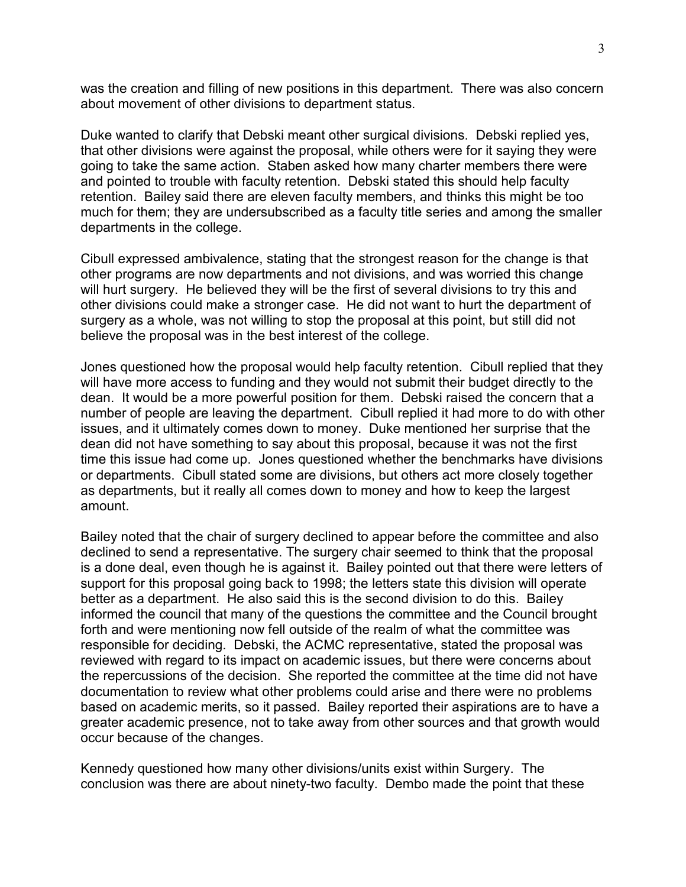was the creation and filling of new positions in this department. There was also concern about movement of other divisions to department status.

Duke wanted to clarify that Debski meant other surgical divisions. Debski replied yes, that other divisions were against the proposal, while others were for it saying they were going to take the same action. Staben asked how many charter members there were and pointed to trouble with faculty retention. Debski stated this should help faculty retention. Bailey said there are eleven faculty members, and thinks this might be too much for them; they are undersubscribed as a faculty title series and among the smaller departments in the college.

Cibull expressed ambivalence, stating that the strongest reason for the change is that other programs are now departments and not divisions, and was worried this change will hurt surgery. He believed they will be the first of several divisions to try this and other divisions could make a stronger case. He did not want to hurt the department of surgery as a whole, was not willing to stop the proposal at this point, but still did not believe the proposal was in the best interest of the college.

Jones questioned how the proposal would help faculty retention. Cibull replied that they will have more access to funding and they would not submit their budget directly to the dean. It would be a more powerful position for them. Debski raised the concern that a number of people are leaving the department. Cibull replied it had more to do with other issues, and it ultimately comes down to money. Duke mentioned her surprise that the dean did not have something to say about this proposal, because it was not the first time this issue had come up. Jones questioned whether the benchmarks have divisions or departments. Cibull stated some are divisions, but others act more closely together as departments, but it really all comes down to money and how to keep the largest amount.

Bailey noted that the chair of surgery declined to appear before the committee and also declined to send a representative. The surgery chair seemed to think that the proposal is a done deal, even though he is against it. Bailey pointed out that there were letters of support for this proposal going back to 1998; the letters state this division will operate better as a department. He also said this is the second division to do this. Bailey informed the council that many of the questions the committee and the Council brought forth and were mentioning now fell outside of the realm of what the committee was responsible for deciding. Debski, the ACMC representative, stated the proposal was reviewed with regard to its impact on academic issues, but there were concerns about the repercussions of the decision. She reported the committee at the time did not have documentation to review what other problems could arise and there were no problems based on academic merits, so it passed. Bailey reported their aspirations are to have a greater academic presence, not to take away from other sources and that growth would occur because of the changes.

Kennedy questioned how many other divisions/units exist within Surgery. The conclusion was there are about ninety-two faculty. Dembo made the point that these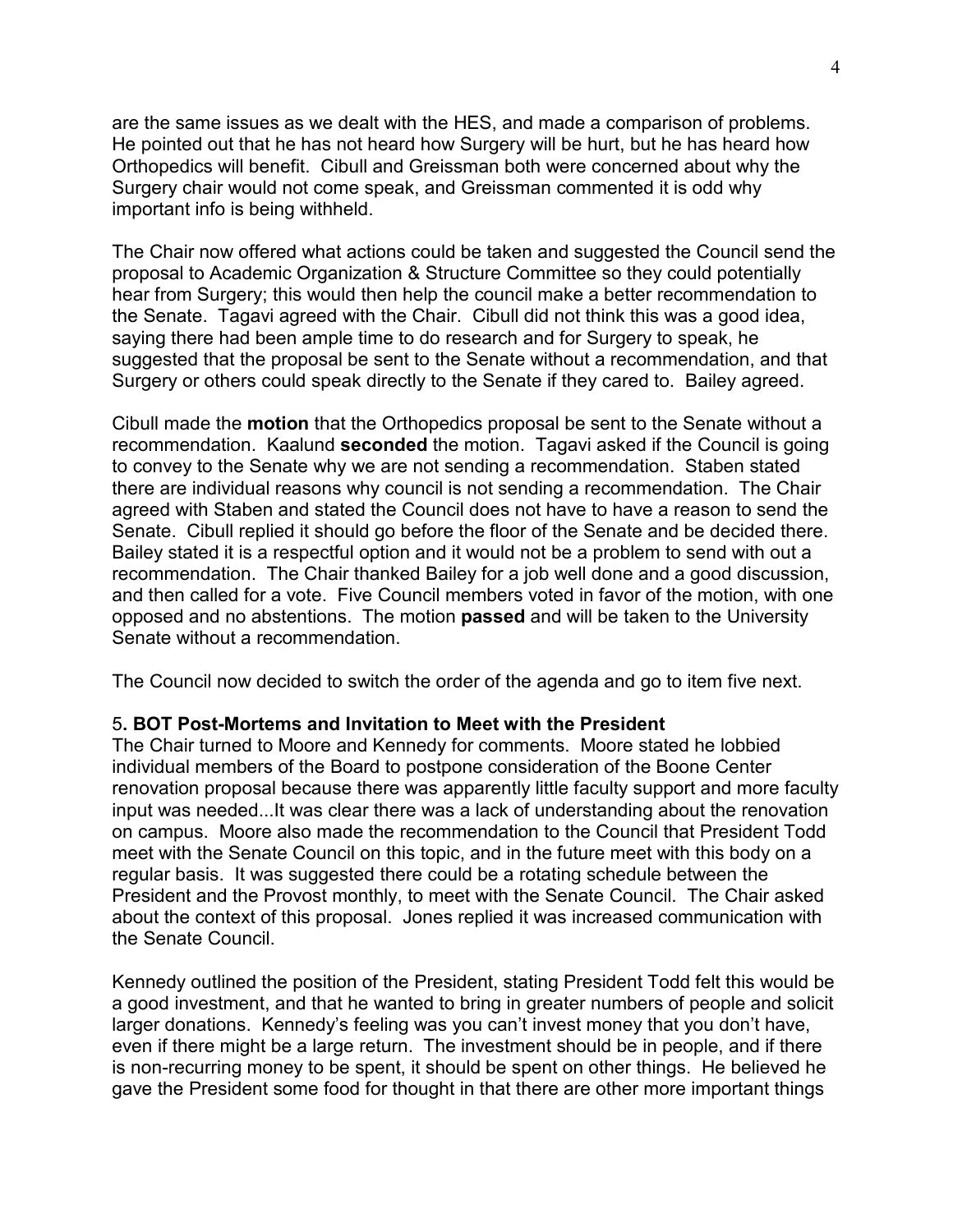are the same issues as we dealt with the HES, and made a comparison of problems. He pointed out that he has not heard how Surgery will be hurt, but he has heard how Orthopedics will benefit. Cibull and Greissman both were concerned about why the Surgery chair would not come speak, and Greissman commented it is odd why important info is being withheld.

The Chair now offered what actions could be taken and suggested the Council send the proposal to Academic Organization & Structure Committee so they could potentially hear from Surgery; this would then help the council make a better recommendation to the Senate. Tagavi agreed with the Chair. Cibull did not think this was a good idea, saying there had been ample time to do research and for Surgery to speak, he suggested that the proposal be sent to the Senate without a recommendation, and that Surgery or others could speak directly to the Senate if they cared to. Bailey agreed.

Cibull made the **motion** that the Orthopedics proposal be sent to the Senate without a recommendation. Kaalund **seconded** the motion. Tagavi asked if the Council is going to convey to the Senate why we are not sending a recommendation. Staben stated there are individual reasons why council is not sending a recommendation. The Chair agreed with Staben and stated the Council does not have to have a reason to send the Senate. Cibull replied it should go before the floor of the Senate and be decided there. Bailey stated it is a respectful option and it would not be a problem to send with out a recommendation. The Chair thanked Bailey for a job well done and a good discussion, and then called for a vote. Five Council members voted in favor of the motion, with one opposed and no abstentions. The motion **passed** and will be taken to the University Senate without a recommendation.

The Council now decided to switch the order of the agenda and go to item five next.

### 5. BOT Post-Mortems and Invitation to Meet with the President

The Chair turned to Moore and Kennedy for comments. Moore stated he lobbied individual members of the Board to postpone consideration of the Boone Center renovation proposal because there was apparently little faculty support and more faculty input was needed...It was clear there was a lack of understanding about the renovation on campus. Moore also made the recommendation to the Council that President Todd meet with the Senate Council on this topic, and in the future meet with this body on a regular basis. It was suggested there could be a rotating schedule between the President and the Provost monthly, to meet with the Senate Council. The Chair asked about the context of this proposal. Jones replied it was increased communication with the Senate Council.

Kennedy outlined the position of the President, stating President Todd felt this would be a good investment, and that he wanted to bring in greater numbers of people and solicit larger donations. Kennedy's feeling was you can't invest money that you don't have, even if there might be a large return. The investment should be in people, and if there is non-recurring money to be spent, it should be spent on other things. He believed he gave the President some food for thought in that there are other more important things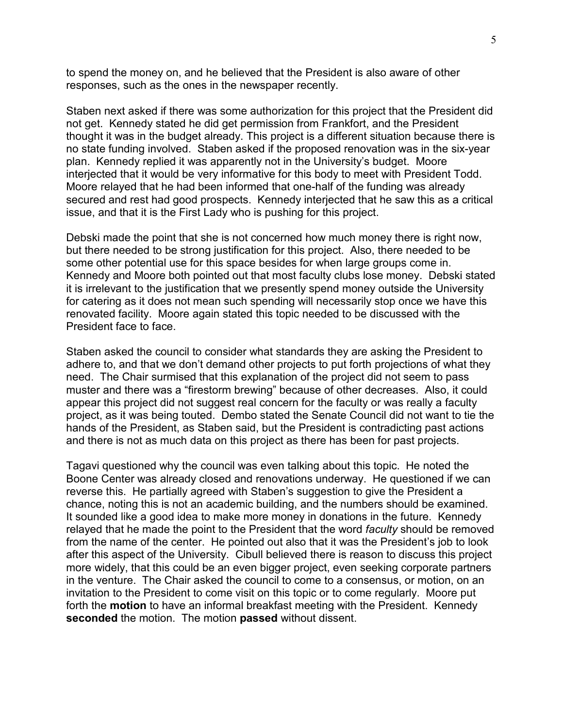to spend the money on, and he believed that the President is also aware of other responses, such as the ones in the newspaper recently.

Staben next asked if there was some authorization for this project that the President did not get. Kennedy stated he did get permission from Frankfort, and the President thought it was in the budget already. This project is a different situation because there is no state funding involved. Staben asked if the proposed renovation was in the six-year plan. Kennedy replied it was apparently not in the University's budget. Moore interjected that it would be very informative for this body to meet with President Todd. Moore relayed that he had been informed that one-half of the funding was already secured and rest had good prospects. Kennedy interjected that he saw this as a critical issue, and that it is the First Lady who is pushing for this project.

Debski made the point that she is not concerned how much money there is right now, but there needed to be strong justification for this project. Also, there needed to be some other potential use for this space besides for when large groups come in. Kennedy and Moore both pointed out that most faculty clubs lose money. Debski stated it is irrelevant to the justification that we presently spend money outside the University for catering as it does not mean such spending will necessarily stop once we have this renovated facility. Moore again stated this topic needed to be discussed with the President face to face.

Staben asked the council to consider what standards they are asking the President to adhere to, and that we don't demand other projects to put forth projections of what they need. The Chair surmised that this explanation of the project did not seem to pass muster and there was a "firestorm brewing" because of other decreases. Also, it could appear this project did not suggest real concern for the faculty or was really a faculty project, as it was being touted. Dembo stated the Senate Council did not want to tie the hands of the President, as Staben said, but the President is contradicting past actions and there is not as much data on this project as there has been for past projects.

Tagavi questioned why the council was even talking about this topic. He noted the Boone Center was already closed and renovations underway. He questioned if we can reverse this. He partially agreed with Staben's suggestion to give the President a chance, noting this is not an academic building, and the numbers should be examined. It sounded like a good idea to make more money in donations in the future. Kennedy relayed that he made the point to the President that the word *faculty* should be removed from the name of the center. He pointed out also that it was the President's job to look after this aspect of the University. Cibull believed there is reason to discuss this project more widely, that this could be an even bigger project, even seeking corporate partners in the venture. The Chair asked the council to come to a consensus, or motion, on an invitation to the President to come visit on this topic or to come regularly. Moore put forth the **motion** to have an informal breakfast meeting with the President. Kennedy **seconded** the motion. The motion **passed** without dissent.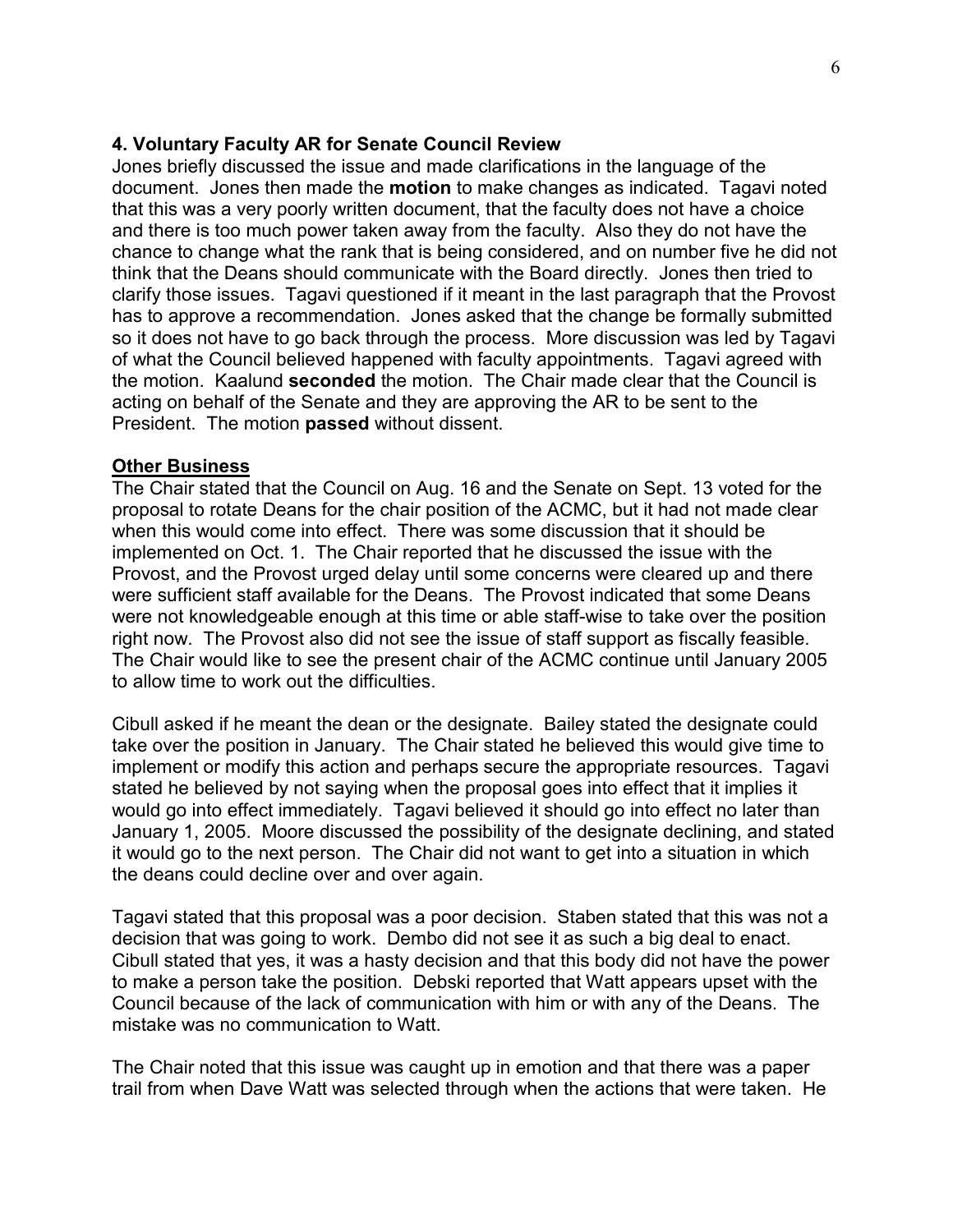**4. Voluntary Faculty AR for Senate Council Review**

Jones briefly discussed the issue and made clarifications in the language of the document. Jones then made the **motion** to make changes as indicated. Tagavi noted that this was a very poorly written document, that the faculty does not have a choice and there is too much power taken away from the faculty. Also they do not have the chance to change what the rank that is being considered, and on number five he did not think that the Deans should communicate with the Board directly. Jones then tried to clarify those issues. Tagavi questioned if it meant in the last paragraph that the Provost has to approve a recommendation. Jones asked that the change be formally submitted so it does not have to go back through the process. More discussion was led by Tagavi of what the Council believed happened with faculty appointments. Tagavi agreed with the motion. Kaalund **seconded** the motion. The Chair made clear that the Council is acting on behalf of the Senate and they are approving the AR to be sent to the President. The motion **passed** without dissent.

**Other Business**

The Chair stated that the Council on Aug. 16 and the Senate on Sept. 13 voted for the proposal to rotate Deans for the chair position of the ACMC, but it had not made clear when this would come into effect. There was some discussion that it should be implemented on Oct. 1. The Chair reported that he discussed the issue with the Provost, and the Provost urged delay until some concerns were cleared up and there were sufficient staff available for the Deans. The Provost indicated that some Deans were not knowledgeable enough at this time or able staff-wise to take over the position right now. The Provost also did not see the issue of staff support as fiscally feasible. The Chair would like to see the present chair of the ACMC continue until January 2005 to allow time to work out the difficulties.

Cibull asked if he meant the dean or the designate. Bailey stated the designate could take over the position in January. The Chair stated he believed this would give time to implement or modify this action and perhaps secure the appropriate resources. Tagavi stated he believed by not saying when the proposal goes into effect that it implies it would go into effect immediately. Tagavi believed it should go into effect no later than January 1, 2005. Moore discussed the possibility of the designate declining, and stated it would go to the next person. The Chair did not want to get into a situation in which the deans could decline over and over again.

Tagavi stated that this proposal was a poor decision. Staben stated that this was not a decision that was going to work. Dembo did not see it as such a big deal to enact. Cibull stated that yes, it was a hasty decision and that this body did not have the power to make a person take the position. Debski reported that Watt appears upset with the Council because of the lack of communication with him or with any of the Deans. The mistake was no communication to Watt.

The Chair noted that this issue was caught up in emotion and that there was a paper trail from when Dave Watt was selected through when the actions that were taken. He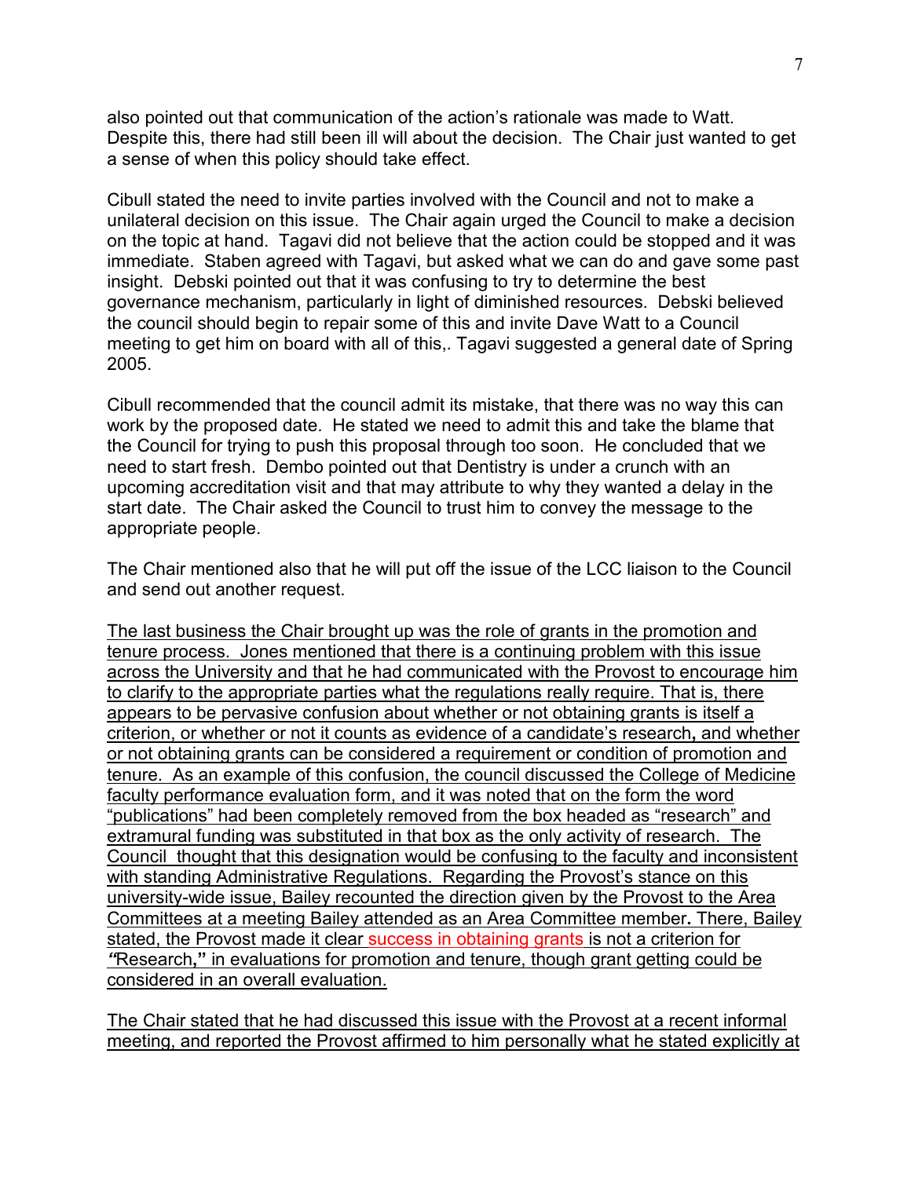also pointed out that communication of the action's rationale was made to Watt. Despite this, there had still been ill will about the decision. The Chair just wanted to get a sense of when this policy should take effect.

Cibull stated the need to invite parties involved with the Council and not to make a unilateral decision on this issue. The Chair again urged the Council to make a decision on the topic at hand. Tagavi did not believe that the action could be stopped and it was immediate. Staben agreed with Tagavi, but asked what we can do and gave some past insight. Debski pointed out that it was confusing to try to determine the best governance mechanism, particularly in light of diminished resources. Debski believed the council should begin to repair some of this and invite Dave Watt to a Council meeting to get him on board with all of this,. Tagavi suggested a general date of Spring 2005.

Cibull recommended that the council admit its mistake, that there was no way this can work by the proposed date. He stated we need to admit this and take the blame that the Council for trying to push this proposal through too soon. He concluded that we need to start fresh. Dembo pointed out that Dentistry is under a crunch with an upcoming accreditation visit and that may attribute to why they wanted a delay in the start date. The Chair asked the Council to trust him to convey the message to the appropriate people.

The Chair mentioned also that he will put off the issue of the LCC liaison to the Council and send out another request.

<u>The last business the Chair brought up was the role of grants in the promotion and tenure process. Jones mentioned that there is a continuing problem with this issue across the University and that he had communicated with the Provost to encourage him to clarify to the appropriate parties what the regulations really require. That is, there appears to be pervasive confusion about whether or not obtaining grants is itself a criterion, or whether or not it counts as evidence of a candidate's research**,** and whether or not obtaining grants can be considered a requirement or condition of promotion and tenure. As an example of this confusion, the council discussed the College of Medicine faculty performance evaluation form, and it was noted that on the form the word "publications" had been completely removed from the box headed as "research" and extramural funding was substituted in that box as the only activity of research. The Council thought that this designation would be confusing to the faculty and inconsistent with standing Administrative Regulations. Regarding the Provost's stance on this university-wide issue, Bailey recounted the direction given by the Provost to the Area Committees at a meeting Bailey attended as an Area Committee member**.** There, Bailey stated, the Provost made it clear success in obtaining grants is not a criterion for ***"***Research**,"** in evaluations for promotion and tenure, though grant getting could be considered in an overall evaluation.</u>

<u>The Chair stated that he had discussed this issue with the Provost at a recent informal meeting, and reported the Provost affirmed to him personally what he stated explicitly at</u>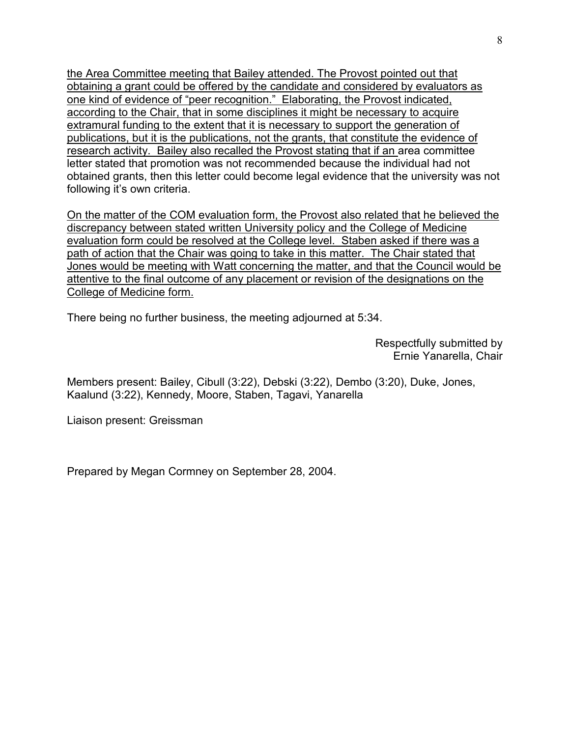the Area Committee meeting that Bailey attended. The Provost pointed out that obtaining a grant could be offered by the candidate and considered by evaluators as one kind of evidence of "peer recognition." Elaborating, the Provost indicated, according to the Chair, that in some disciplines it might be necessary to acquire extramural funding to the extent that it is necessary to support the generation of publications, but it is the publications, not the grants, that constitute the evidence of research activity. Bailey also recalled the Provost stating that if an area committee letter stated that promotion was not recommended because the individual had not obtained grants, then this letter could become legal evidence that the university was not following it's own criteria.

On the matter of the COM evaluation form, the Provost also related that he believed the discrepancy between stated written University policy and the College of Medicine evaluation form could be resolved at the College level. Staben asked if there was a path of action that the Chair was going to take in this matter. The Chair stated that Jones would be meeting with Watt concerning the matter, and that the Council would be attentive to the final outcome of any placement or revision of the designations on the College of Medicine form.

There being no further business, the meeting adjourned at 5:34.

Respectfully submitted by
Ernie Yanarella, Chair

Members present: Bailey, Cibull (3:22), Debski (3:22), Dembo (3:20), Duke, Jones, Kaalund (3:22), Kennedy, Moore, Staben, Tagavi, Yanarella

Liaison present: Greissman

Prepared by Megan Cormney on September 28, 2004.